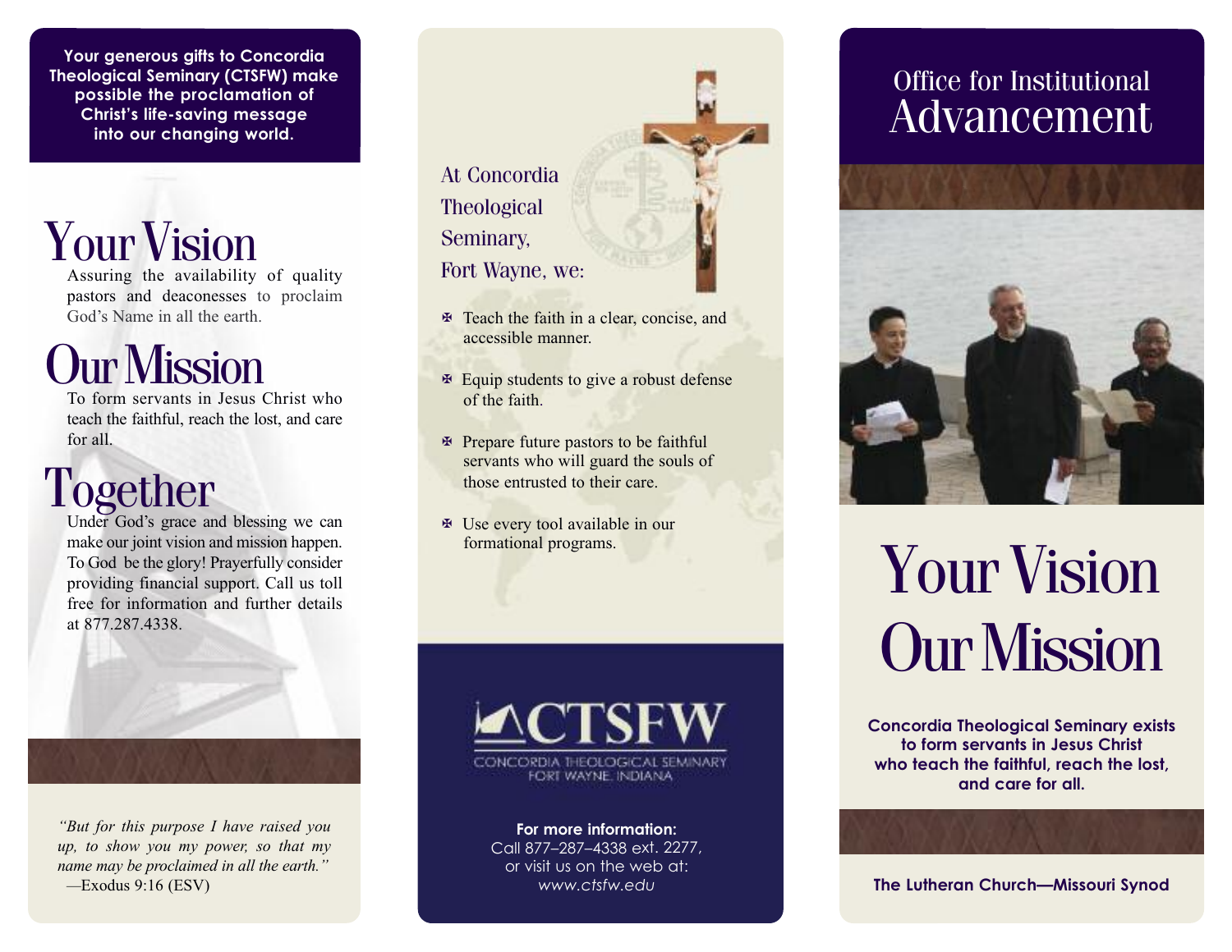**Your generous gifts to Concordia Theological Seminary (CTSFW) make possible the proclamation of Christ's life-saving message into our changing world.**

# Your Vision

Assuring the availability of quality pastors and deaconesses to proclaim God's Name in all the earth.

# Our Mission

To form servants in Jesus Christ who teach the faithful, reach the lost, and care for all.

# Together

Under God's grace and blessing we can make our joint vision and mission happen. To God be the glory! Prayerfully consider providing financial support. Call us toll free for information and further details at 877.287.4338.

*"But for this purpose I have raised you up, to show you my power, so that my name may be proclaimed in all the earth."*
—Exodus 9:16 (ESV)

At Concordia Theological Seminary, Fort Wayne, we:

- Teach the faith in a clear, concise, and accessible manner.
- Equip students to give a robust defense of the faith.
- Prepare future pastors to be faithful servants who will guard the souls of those entrusted to their care.
- Use every tool available in our formational programs.

CTSFW
CONCORDIA THEOLOGICAL SEMINARY
FORT WAYNE, INDIANA

**For more information:**
Call 877–287–4338 ext. 2277,
or visit us on the web at:
*www.ctsfw.edu*

## Office for Institutional Advancement

# Your Vision Our Mission

**Concordia Theological Seminary exists to form servants in Jesus Christ who teach the faithful, reach the lost, and care for all.**

**The Lutheran Church—Missouri Synod**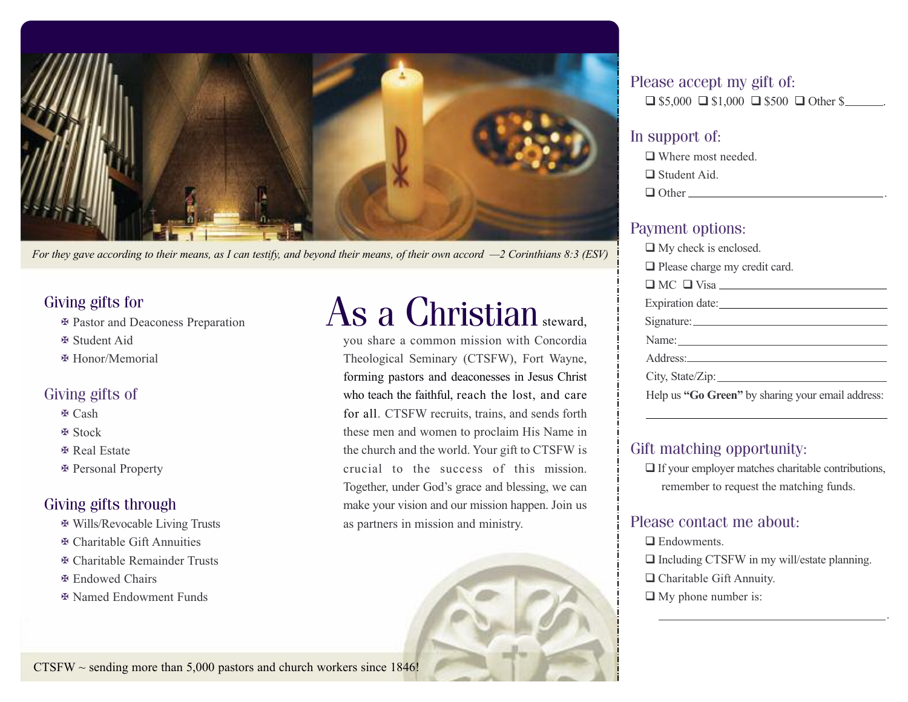*For they gave according to their means, as I can testify, and beyond their means, of their own accord —2 Corinthians 8:3 (ESV)*

## Giving gifts for

- Pastor and Deaconess Preparation
- Student Aid
- Honor/Memorial

## Giving gifts of

- Cash
- Stock
- Real Estate
- Personal Property

## Giving gifts through

- Wills/Revocable Living Trusts
- Charitable Gift Annuities
- Charitable Remainder Trusts
- Endowed Chairs
- Named Endowment Funds

# As a Christian steward,

you share a common mission with Concordia Theological Seminary (CTSFW), Fort Wayne, forming pastors and deaconesses in Jesus Christ who teach the faithful, reach the lost, and care for all. CTSFW recruits, trains, and sends forth these men and women to proclaim His Name in the church and the world. Your gift to CTSFW is crucial to the success of this mission. Together, under God's grace and blessing, we can make your vision and our mission happen. Join us as partners in mission and ministry.

CTSFW ~ sending more than 5,000 pastors and church workers since 1846!

## Please accept my gift of:

❑ $5,000 ❑ $1,000 ❑ $500 ❑ Other $______.

## In support of:

❑ Where most needed.

❑ Student Aid.

❑ Other ________________________.

## Payment options:

❑ My check is enclosed.

❑ Please charge my credit card.

❑ MC ❑ Visa ________________________

Expiration date: ________________________

Signature: ________________________

Name: ________________________

Address: ________________________

City, State/Zip: ________________________

Help us **"Go Green"** by sharing your email address:

________________________

## Gift matching opportunity:

❑ If your employer matches charitable contributions, remember to request the matching funds.

## Please contact me about:

❑ Endowments.

❑ Including CTSFW in my will/estate planning.

❑ Charitable Gift Annuity.

❑ My phone number is:

________________________.